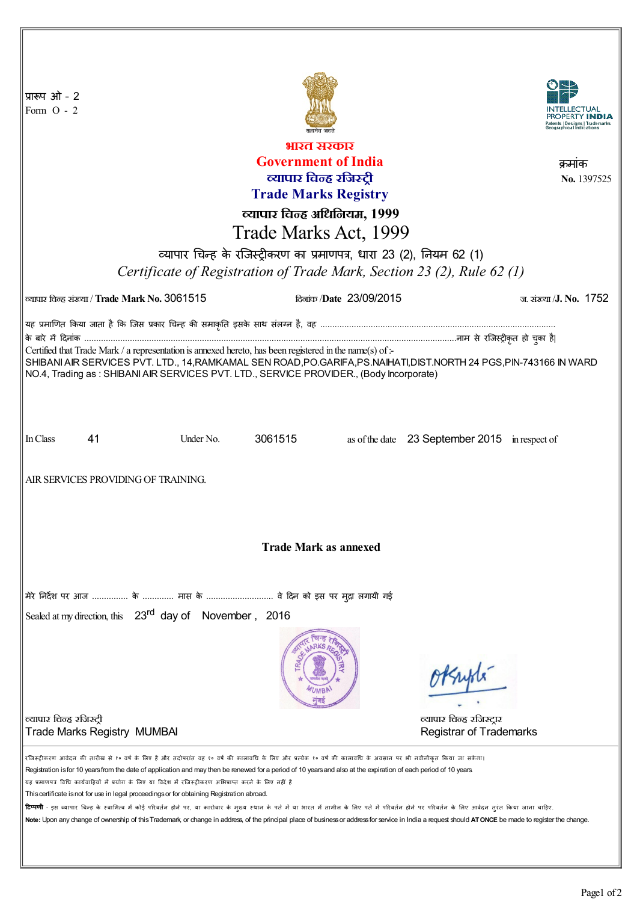प्रारूप ओ - 2
Form O - 2

**भारत सरकार**
**Government of India**
**व्यापार चिन्ह रजिस्ट्री**
**Trade Marks Registry**

क्रमांक
**No.** 1397525

**व्यापार चिन्ह अधिनियम, 1999**

# Trade Marks Act, 1999

व्यापार चिन्ह के रजिस्ट्रीकरण का प्रमाणपत्र, धारा 23 (2), नियम 62 (1)
*Certificate of Registration of Trade Mark, Section 23 (2), Rule 62 (1)*

व्यापार चिन्ह संख्या / **Trade Mark No.** 3061515    दिनांक /**Date** 23/09/2015    ज. संख्या /**J. No.** 1752

यह प्रमाणित किया जाता है कि जिस प्रकार चिन्ह की समाकृति इसके साथ संलग्न है, वह ................................................................................................
के बारे में दिनांक ........................................................................................................................................................नाम से रजिस्ट्रीकृत हो चुका है।
Certified that Trade Mark / a representation is annexed hereto, has been registered in the name(s) of :-
SHIBANI AIR SERVICES PVT. LTD., 14,RAMKAMAL SEN ROAD,PO.GARIFA,PS.NAIHATI,DIST.NORTH 24 PGS,PIN-743166 IN WARD NO.4, Trading as : SHIBANI AIR SERVICES PVT. LTD., SERVICE PROVIDER., (Body Incorporate)

In Class 41 Under No. 3061515 as of the date 23 September 2015 in respect of

AIR SERVICES PROVIDING OF TRAINING.

**Trade Mark as annexed**

मेरे निर्देश पर आज ............... के ............ मास के ............................ वे दिन को इस पर मुद्रा लगायी गई

Sealed at my direction, this 23rd day of November , 2016

व्यापार चिन्ह रजिस्ट्री
Trade Marks Registry MUMBAI

व्यापार चिन्ह रजिस्ट्रार
Registrar of Trademarks

रजिस्ट्रीकरण आवेदन की तारीख से १० वर्ष के लिए है और तदोपरांत वह १० वर्ष की कालावधि के लिए और प्रत्येक १० वर्ष की कालावधि के अवसान पर भी नवीनीकृत किया जा सकेगा।
Registration is for 10 years from the date of application and may then be renewed for a period of 10 years and also at the expiration of each period of 10 years.
यह प्रमाणपत्र विधि कार्यवाहियों में प्रयोग के लिए या विदेश में रजिस्ट्रीकरण अभिप्राप्त करने के लिए नहीं है
This certificate is not for use in legal proceedings or for obtaining Registration abroad.
**टिप्पणी** - इस व्यापार चिन्ह के स्वामित्व में कोई परिवर्तन होने पर, या कारोबार के मुख्य स्थान के पते में या भारत में तामील के लिए पते में परिवर्तन होने पर परिवर्तन के लिए आवेदन तुरंत किया जाना चाहिए.
**Note:** Upon any change of ownership of this Trademark, or change in address, of the principal place of business or address for service in India a request should **AT ONCE** be made to register the change.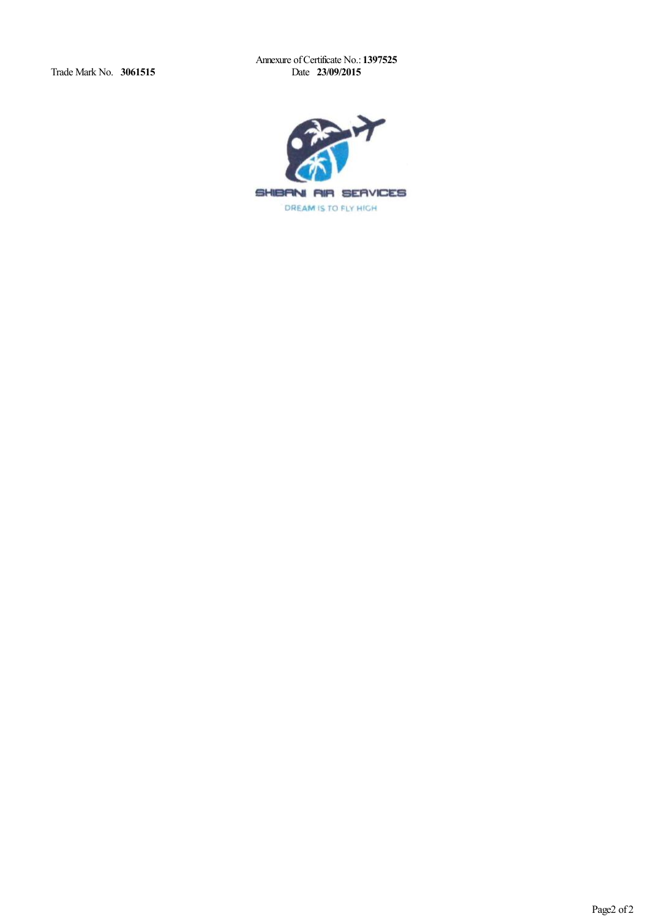Annexure of Certificate No.: **1397525**

Date **23/09/2015**

Trade Mark No. **3061515**

SHIBANI AIR SERVICES

DREAM IS TO FLY HIGH